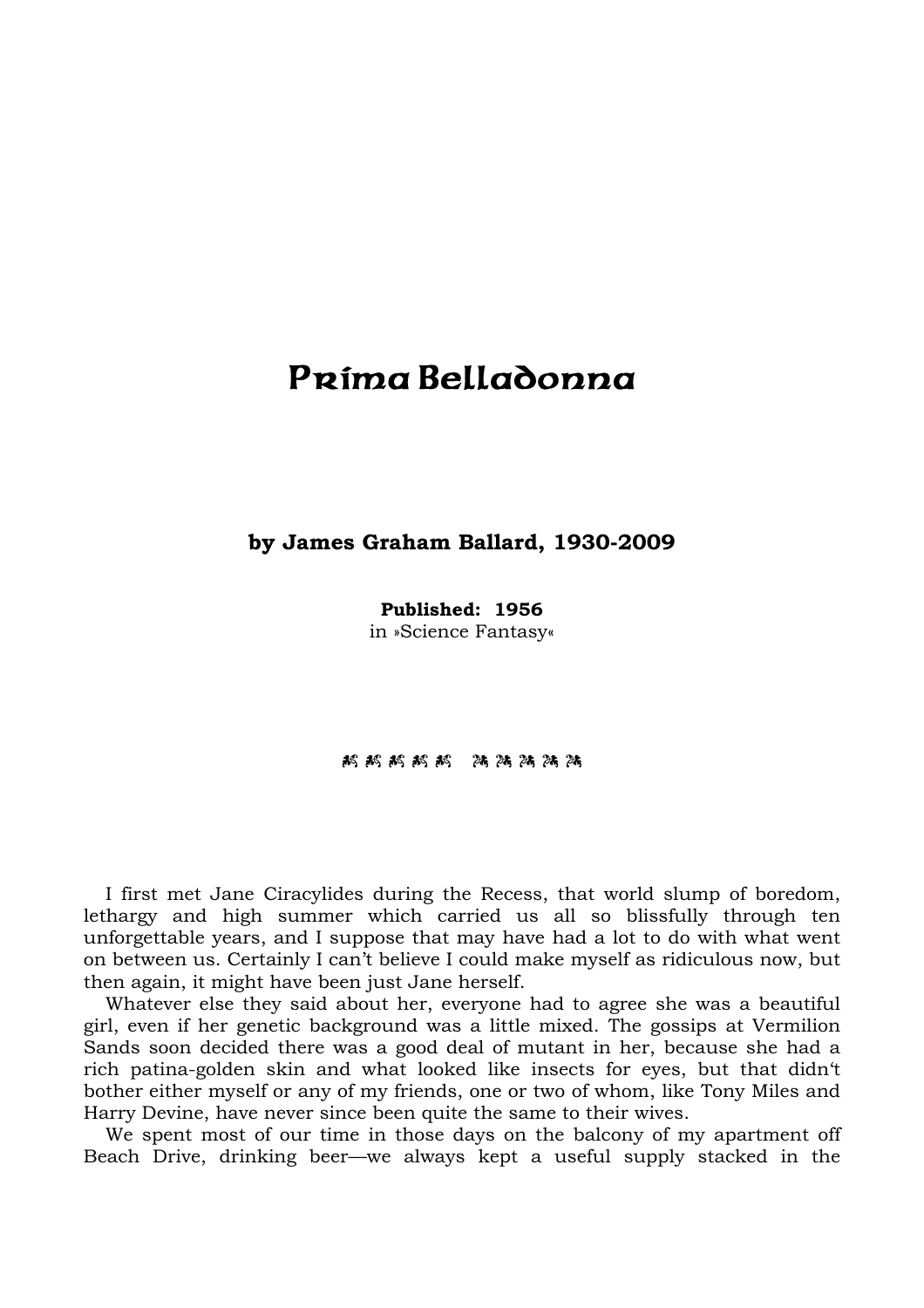# Prima Belladonna

**by James Graham Ballard, 1930-2009**

**Published: 1956**
in »Science Fantasy«

I first met Jane Ciracylides during the Recess, that world slump of boredom, lethargy and high summer which carried us all so blissfully through ten unforgettable years, and I suppose that may have had a lot to do with what went on between us. Certainly I can't believe I could make myself as ridiculous now, but then again, it might have been just Jane herself.

Whatever else they said about her, everyone had to agree she was a beautiful girl, even if her genetic background was a little mixed. The gossips at Vermilion Sands soon decided there was a good deal of mutant in her, because she had a rich patina-golden skin and what looked like insects for eyes, but that didn't bother either myself or any of my friends, one or two of whom, like Tony Miles and Harry Devine, have never since been quite the same to their wives.

We spent most of our time in those days on the balcony of my apartment off Beach Drive, drinking beer—we always kept a useful supply stacked in the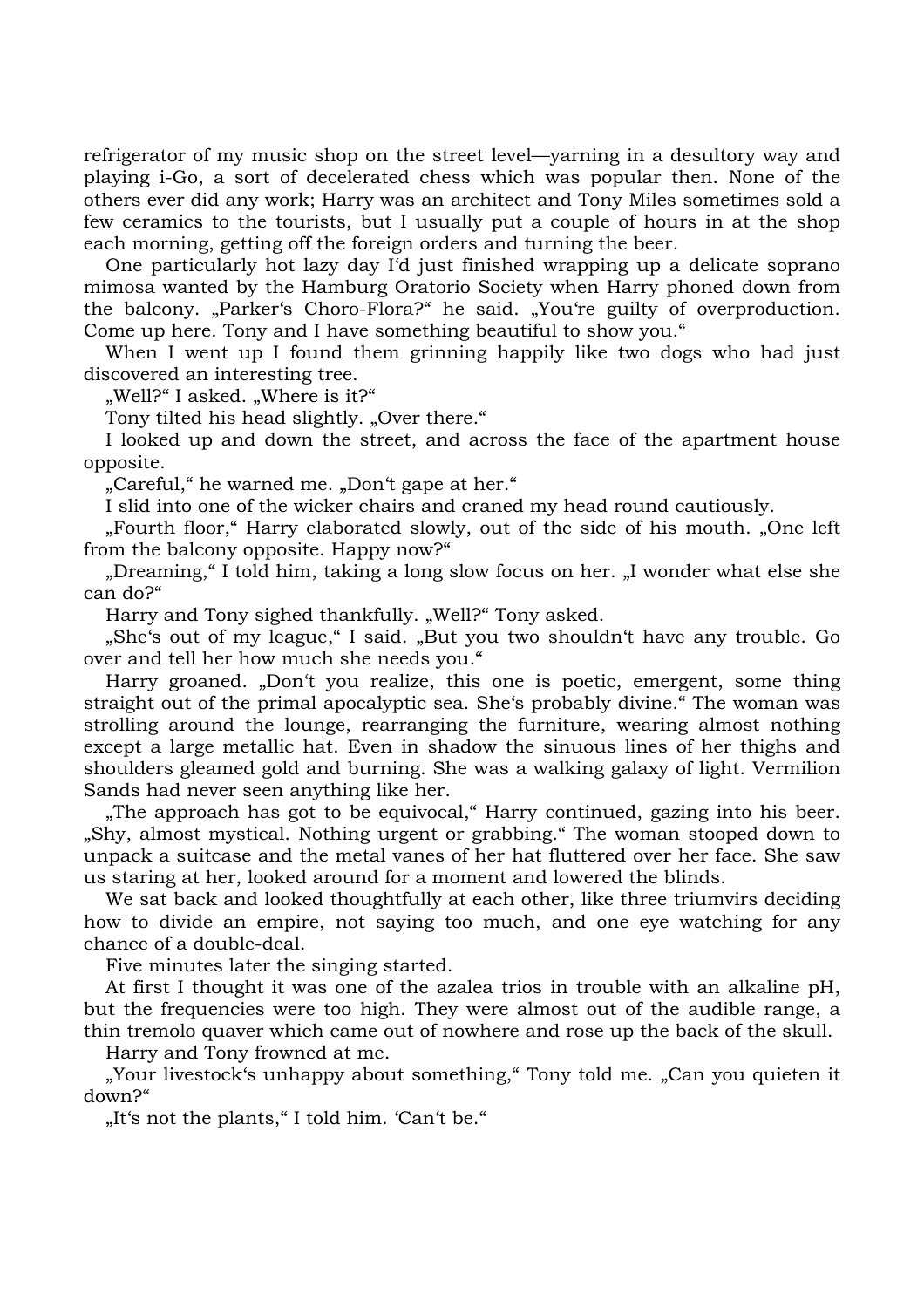refrigerator of my music shop on the street level—yarning in a desultory way and playing i-Go, a sort of decelerated chess which was popular then. None of the others ever did any work; Harry was an architect and Tony Miles sometimes sold a few ceramics to the tourists, but I usually put a couple of hours in at the shop each morning, getting off the foreign orders and turning the beer.

One particularly hot lazy day I'd just finished wrapping up a delicate soprano mimosa wanted by the Hamburg Oratorio Society when Harry phoned down from the balcony. „Parker's Choro-Flora?" he said. „You're guilty of overproduction. Come up here. Tony and I have something beautiful to show you."

When I went up I found them grinning happily like two dogs who had just discovered an interesting tree.

„Well?" I asked. „Where is it?"

Tony tilted his head slightly. „Over there."

I looked up and down the street, and across the face of the apartment house opposite.

„Careful," he warned me. „Don't gape at her."

I slid into one of the wicker chairs and craned my head round cautiously.

„Fourth floor," Harry elaborated slowly, out of the side of his mouth. „One left from the balcony opposite. Happy now?"

„Dreaming," I told him, taking a long slow focus on her. „I wonder what else she can do?"

Harry and Tony sighed thankfully. „Well?" Tony asked.

„She's out of my league," I said. „But you two shouldn't have any trouble. Go over and tell her how much she needs you."

Harry groaned. „Don't you realize, this one is poetic, emergent, some thing straight out of the primal apocalyptic sea. She's probably divine." The woman was strolling around the lounge, rearranging the furniture, wearing almost nothing except a large metallic hat. Even in shadow the sinuous lines of her thighs and shoulders gleamed gold and burning. She was a walking galaxy of light. Vermilion Sands had never seen anything like her.

„The approach has got to be equivocal," Harry continued, gazing into his beer. „Shy, almost mystical. Nothing urgent or grabbing." The woman stooped down to unpack a suitcase and the metal vanes of her hat fluttered over her face. She saw us staring at her, looked around for a moment and lowered the blinds.

We sat back and looked thoughtfully at each other, like three triumvirs deciding how to divide an empire, not saying too much, and one eye watching for any chance of a double-deal.

Five minutes later the singing started.

At first I thought it was one of the azalea trios in trouble with an alkaline pH, but the frequencies were too high. They were almost out of the audible range, a thin tremolo quaver which came out of nowhere and rose up the back of the skull.

Harry and Tony frowned at me.

„Your livestock's unhappy about something," Tony told me. „Can you quieten it down?"

„It's not the plants," I told him. 'Can't be."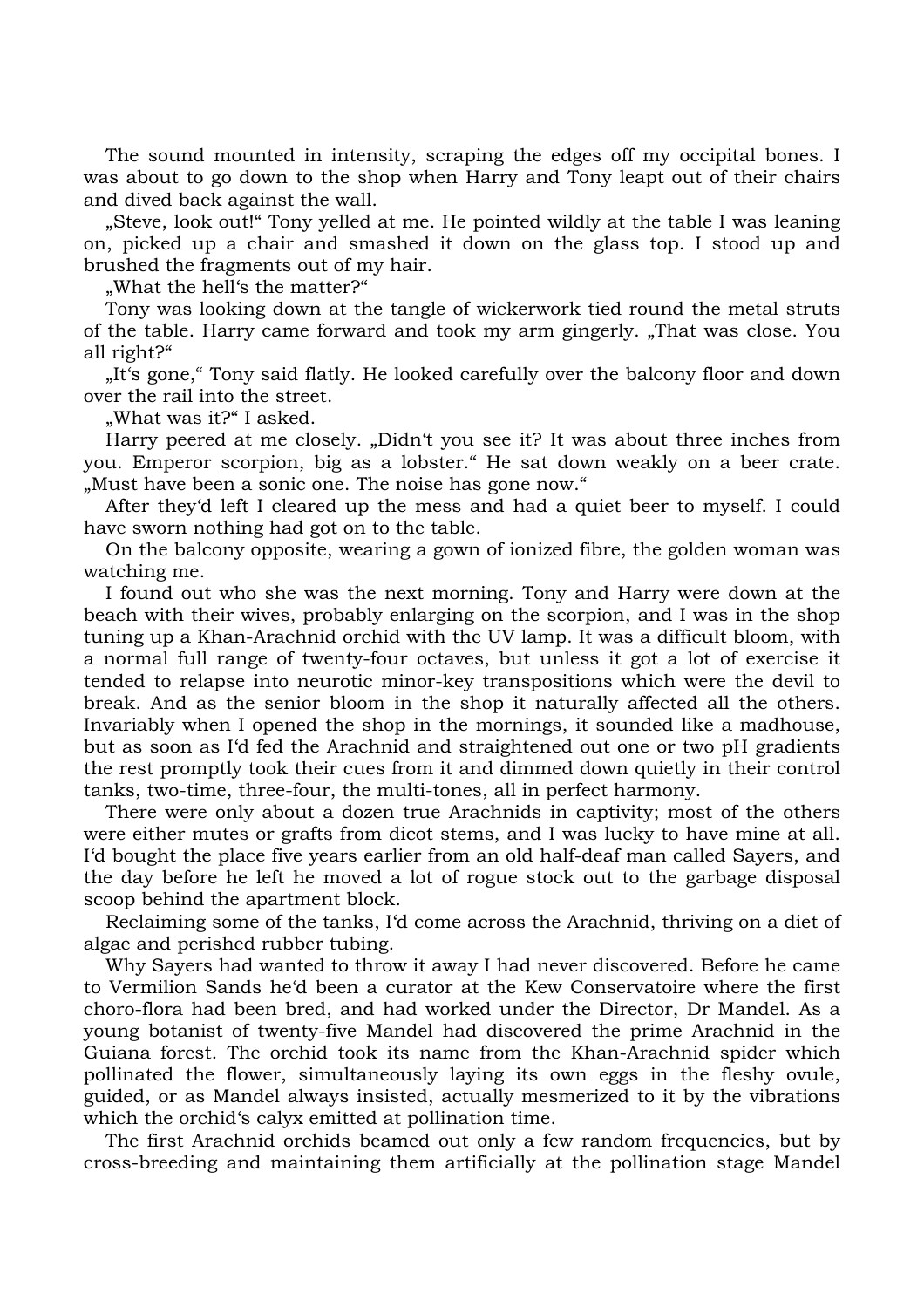The sound mounted in intensity, scraping the edges off my occipital bones. I was about to go down to the shop when Harry and Tony leapt out of their chairs and dived back against the wall.

„Steve, look out!“ Tony yelled at me. He pointed wildly at the table I was leaning on, picked up a chair and smashed it down on the glass top. I stood up and brushed the fragments out of my hair.

„What the hell‘s the matter?“

Tony was looking down at the tangle of wickerwork tied round the metal struts of the table. Harry came forward and took my arm gingerly. „That was close. You all right?“

„It‘s gone,“ Tony said flatly. He looked carefully over the balcony floor and down over the rail into the street.

„What was it?“ I asked.

Harry peered at me closely. „Didn‘t you see it? It was about three inches from you. Emperor scorpion, big as a lobster.“ He sat down weakly on a beer crate. „Must have been a sonic one. The noise has gone now.“

After they‘d left I cleared up the mess and had a quiet beer to myself. I could have sworn nothing had got on to the table.

On the balcony opposite, wearing a gown of ionized fibre, the golden woman was watching me.

I found out who she was the next morning. Tony and Harry were down at the beach with their wives, probably enlarging on the scorpion, and I was in the shop tuning up a Khan-Arachnid orchid with the UV lamp. It was a difficult bloom, with a normal full range of twenty-four octaves, but unless it got a lot of exercise it tended to relapse into neurotic minor-key transpositions which were the devil to break. And as the senior bloom in the shop it naturally affected all the others. Invariably when I opened the shop in the mornings, it sounded like a madhouse, but as soon as I‘d fed the Arachnid and straightened out one or two pH gradients the rest promptly took their cues from it and dimmed down quietly in their control tanks, two-time, three-four, the multi-tones, all in perfect harmony.

There were only about a dozen true Arachnids in captivity; most of the others were either mutes or grafts from dicot stems, and I was lucky to have mine at all. I‘d bought the place five years earlier from an old half-deaf man called Sayers, and the day before he left he moved a lot of rogue stock out to the garbage disposal scoop behind the apartment block.

Reclaiming some of the tanks, I‘d come across the Arachnid, thriving on a diet of algae and perished rubber tubing.

Why Sayers had wanted to throw it away I had never discovered. Before he came to Vermilion Sands he‘d been a curator at the Kew Conservatoire where the first choro-flora had been bred, and had worked under the Director, Dr Mandel. As a young botanist of twenty-five Mandel had discovered the prime Arachnid in the Guiana forest. The orchid took its name from the Khan-Arachnid spider which pollinated the flower, simultaneously laying its own eggs in the fleshy ovule, guided, or as Mandel always insisted, actually mesmerized to it by the vibrations which the orchid‘s calyx emitted at pollination time.

The first Arachnid orchids beamed out only a few random frequencies, but by cross-breeding and maintaining them artificially at the pollination stage Mandel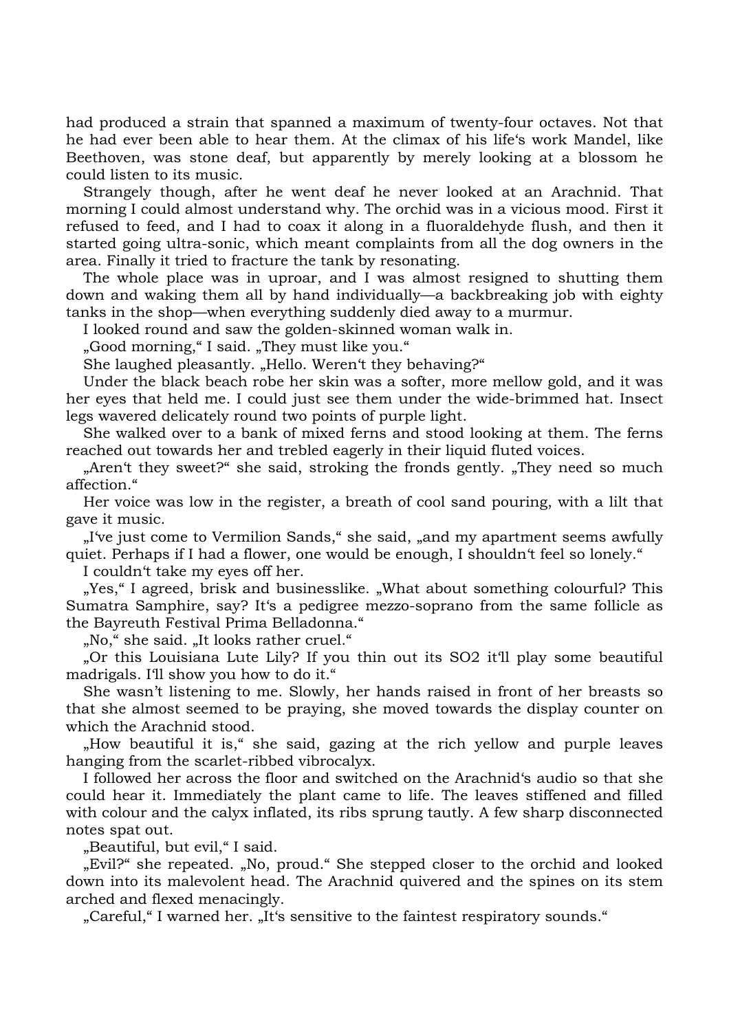had produced a strain that spanned a maximum of twenty-four octaves. Not that he had ever been able to hear them. At the climax of his life's work Mandel, like Beethoven, was stone deaf, but apparently by merely looking at a blossom he could listen to its music.

Strangely though, after he went deaf he never looked at an Arachnid. That morning I could almost understand why. The orchid was in a vicious mood. First it refused to feed, and I had to coax it along in a fluoraldehyde flush, and then it started going ultra-sonic, which meant complaints from all the dog owners in the area. Finally it tried to fracture the tank by resonating.

The whole place was in uproar, and I was almost resigned to shutting them down and waking them all by hand individually—a backbreaking job with eighty tanks in the shop—when everything suddenly died away to a murmur.

I looked round and saw the golden-skinned woman walk in.

„Good morning," I said. „They must like you."

She laughed pleasantly. „Hello. Weren't they behaving?"

Under the black beach robe her skin was a softer, more mellow gold, and it was her eyes that held me. I could just see them under the wide-brimmed hat. Insect legs wavered delicately round two points of purple light.

She walked over to a bank of mixed ferns and stood looking at them. The ferns reached out towards her and trebled eagerly in their liquid fluted voices.

„Aren't they sweet?" she said, stroking the fronds gently. „They need so much affection."

Her voice was low in the register, a breath of cool sand pouring, with a lilt that gave it music.

„I've just come to Vermilion Sands," she said, „and my apartment seems awfully quiet. Perhaps if I had a flower, one would be enough, I shouldn't feel so lonely."

I couldn't take my eyes off her.

„Yes," I agreed, brisk and businesslike. „What about something colourful? This Sumatra Samphire, say? It's a pedigree mezzo-soprano from the same follicle as the Bayreuth Festival Prima Belladonna."

„No," she said. „It looks rather cruel."

„Or this Louisiana Lute Lily? If you thin out its $SO_2$ it'll play some beautiful madrigals. I'll show you how to do it."

She wasn't listening to me. Slowly, her hands raised in front of her breasts so that she almost seemed to be praying, she moved towards the display counter on which the Arachnid stood.

„How beautiful it is," she said, gazing at the rich yellow and purple leaves hanging from the scarlet-ribbed vibrocalyx.

I followed her across the floor and switched on the Arachnid's audio so that she could hear it. Immediately the plant came to life. The leaves stiffened and filled with colour and the calyx inflated, its ribs sprung tautly. A few sharp disconnected notes spat out.

„Beautiful, but evil," I said.

„Evil?" she repeated. „No, proud." She stepped closer to the orchid and looked down into its malevolent head. The Arachnid quivered and the spines on its stem arched and flexed menacingly.

„Careful," I warned her. „It's sensitive to the faintest respiratory sounds."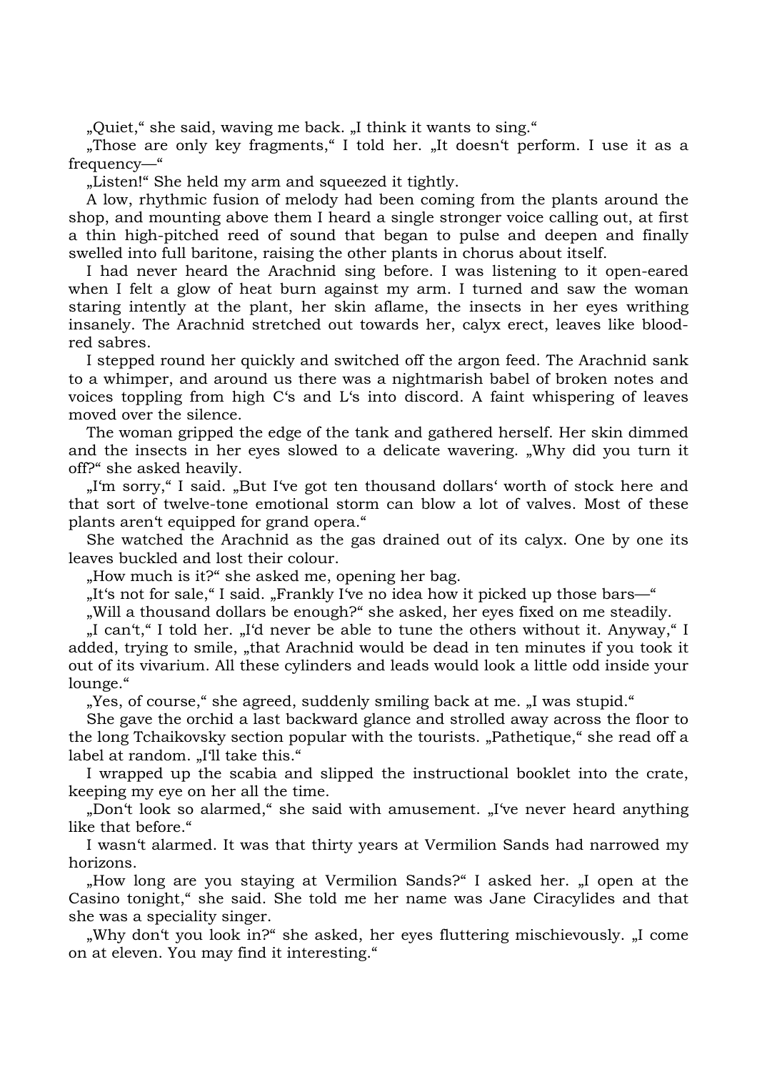„Quiet," she said, waving me back. „I think it wants to sing."

„Those are only key fragments," I told her. „It doesn't perform. I use it as a frequency—"

„Listen!" She held my arm and squeezed it tightly.

A low, rhythmic fusion of melody had been coming from the plants around the shop, and mounting above them I heard a single stronger voice calling out, at first a thin high-pitched reed of sound that began to pulse and deepen and finally swelled into full baritone, raising the other plants in chorus about itself.

I had never heard the Arachnid sing before. I was listening to it open-eared when I felt a glow of heat burn against my arm. I turned and saw the woman staring intently at the plant, her skin aflame, the insects in her eyes writhing insanely. The Arachnid stretched out towards her, calyx erect, leaves like blood-red sabres.

I stepped round her quickly and switched off the argon feed. The Arachnid sank to a whimper, and around us there was a nightmarish babel of broken notes and voices toppling from high C's and L's into discord. A faint whispering of leaves moved over the silence.

The woman gripped the edge of the tank and gathered herself. Her skin dimmed and the insects in her eyes slowed to a delicate wavering. „Why did you turn it off?" she asked heavily.

„I'm sorry," I said. „But I've got ten thousand dollars' worth of stock here and that sort of twelve-tone emotional storm can blow a lot of valves. Most of these plants aren't equipped for grand opera."

She watched the Arachnid as the gas drained out of its calyx. One by one its leaves buckled and lost their colour.

„How much is it?" she asked me, opening her bag.

„It's not for sale," I said. „Frankly I've no idea how it picked up those bars—"

„Will a thousand dollars be enough?" she asked, her eyes fixed on me steadily.

„I can't," I told her. „I'd never be able to tune the others without it. Anyway," I added, trying to smile, „that Arachnid would be dead in ten minutes if you took it out of its vivarium. All these cylinders and leads would look a little odd inside your lounge."

„Yes, of course," she agreed, suddenly smiling back at me. „I was stupid."

She gave the orchid a last backward glance and strolled away across the floor to the long Tchaikovsky section popular with the tourists. „Pathetique," she read off a label at random. „I'll take this."

I wrapped up the scabia and slipped the instructional booklet into the crate, keeping my eye on her all the time.

„Don't look so alarmed," she said with amusement. „I've never heard anything like that before."

I wasn't alarmed. It was that thirty years at Vermilion Sands had narrowed my horizons.

„How long are you staying at Vermilion Sands?" I asked her. „I open at the Casino tonight," she said. She told me her name was Jane Ciracylides and that she was a speciality singer.

„Why don't you look in?" she asked, her eyes fluttering mischievously. „I come on at eleven. You may find it interesting."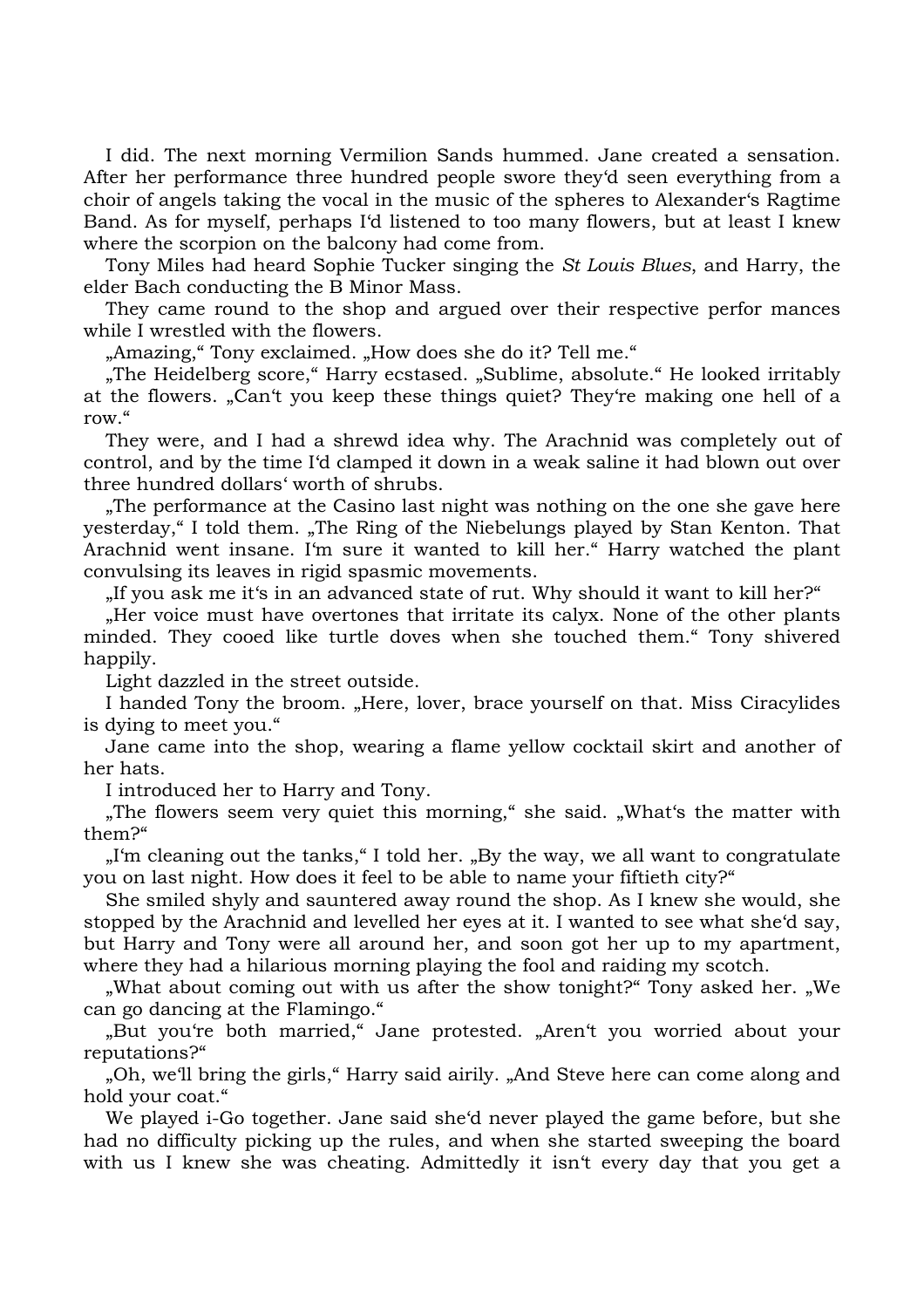I did. The next morning Vermilion Sands hummed. Jane created a sensation. After her performance three hundred people swore they'd seen everything from a choir of angels taking the vocal in the music of the spheres to Alexander's Ragtime Band. As for myself, perhaps I'd listened to too many flowers, but at least I knew where the scorpion on the balcony had come from.

Tony Miles had heard Sophie Tucker singing the *St Louis Blues*, and Harry, the elder Bach conducting the B Minor Mass.

They came round to the shop and argued over their respective perfor mances while I wrestled with the flowers.

„Amazing," Tony exclaimed. „How does she do it? Tell me."

„The Heidelberg score," Harry ecstased. „Sublime, absolute." He looked irritably at the flowers. „Can't you keep these things quiet? They're making one hell of a row."

They were, and I had a shrewd idea why. The Arachnid was completely out of control, and by the time I'd clamped it down in a weak saline it had blown out over three hundred dollars' worth of shrubs.

„The performance at the Casino last night was nothing on the one she gave here yesterday," I told them. „The Ring of the Niebelungs played by Stan Kenton. That Arachnid went insane. I'm sure it wanted to kill her." Harry watched the plant convulsing its leaves in rigid spasmic movements.

„If you ask me it's in an advanced state of rut. Why should it want to kill her?"

„Her voice must have overtones that irritate its calyx. None of the other plants minded. They cooed like turtle doves when she touched them." Tony shivered happily.

Light dazzled in the street outside.

I handed Tony the broom. „Here, lover, brace yourself on that. Miss Ciracylides is dying to meet you."

Jane came into the shop, wearing a flame yellow cocktail skirt and another of her hats.

I introduced her to Harry and Tony.

„The flowers seem very quiet this morning," she said. „What's the matter with them?"

„I'm cleaning out the tanks," I told her. „By the way, we all want to congratulate you on last night. How does it feel to be able to name your fiftieth city?"

She smiled shyly and sauntered away round the shop. As I knew she would, she stopped by the Arachnid and levelled her eyes at it. I wanted to see what she'd say, but Harry and Tony were all around her, and soon got her up to my apartment, where they had a hilarious morning playing the fool and raiding my scotch.

„What about coming out with us after the show tonight?" Tony asked her. „We can go dancing at the Flamingo."

„But you're both married," Jane protested. „Aren't you worried about your reputations?"

„Oh, we'll bring the girls," Harry said airily. „And Steve here can come along and hold your coat."

We played i-Go together. Jane said she'd never played the game before, but she had no difficulty picking up the rules, and when she started sweeping the board with us I knew she was cheating. Admittedly it isn't every day that you get a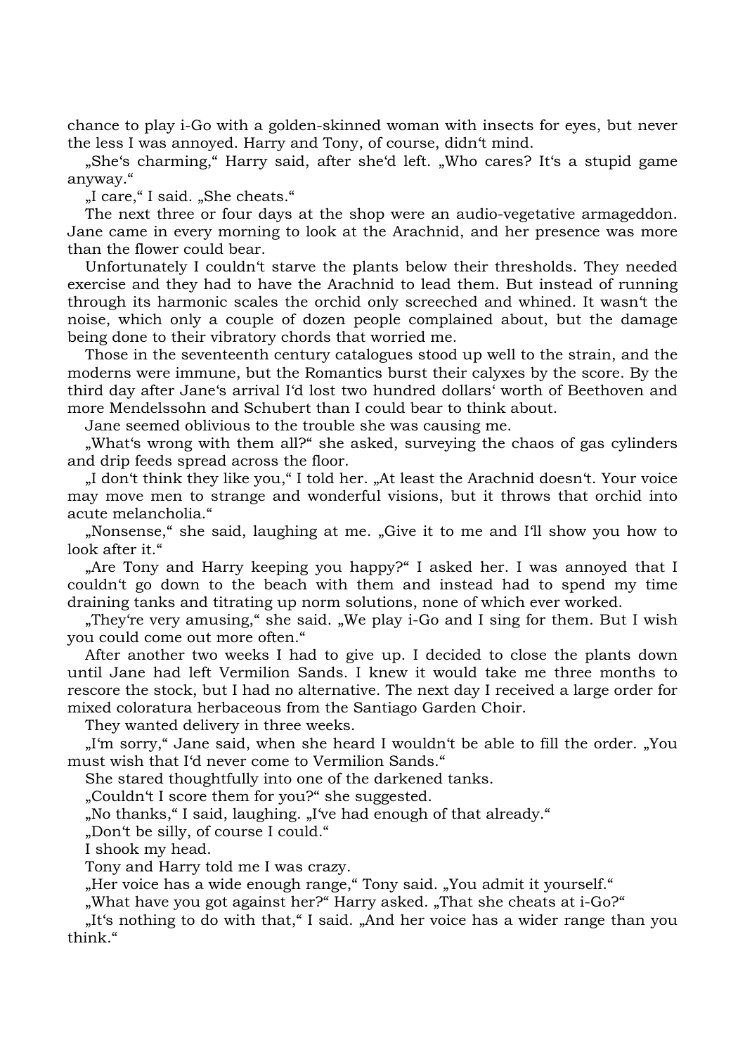chance to play i-Go with a golden-skinned woman with insects for eyes, but never the less I was annoyed. Harry and Tony, of course, didn‘t mind.

„She‘s charming," Harry said, after she‘d left. „Who cares? It‘s a stupid game anyway."

„I care," I said. „She cheats."

The next three or four days at the shop were an audio-vegetative armageddon. Jane came in every morning to look at the Arachnid, and her presence was more than the flower could bear.

Unfortunately I couldn‘t starve the plants below their thresholds. They needed exercise and they had to have the Arachnid to lead them. But instead of running through its harmonic scales the orchid only screeched and whined. It wasn‘t the noise, which only a couple of dozen people complained about, but the damage being done to their vibratory chords that worried me.

Those in the seventeenth century catalogues stood up well to the strain, and the moderns were immune, but the Romantics burst their calyxes by the score. By the third day after Jane‘s arrival I‘d lost two hundred dollars‘ worth of Beethoven and more Mendelssohn and Schubert than I could bear to think about.

Jane seemed oblivious to the trouble she was causing me.

„What‘s wrong with them all?" she asked, surveying the chaos of gas cylinders and drip feeds spread across the floor.

„I don‘t think they like you," I told her. „At least the Arachnid doesn‘t. Your voice may move men to strange and wonderful visions, but it throws that orchid into acute melancholia."

„Nonsense," she said, laughing at me. „Give it to me and I‘ll show you how to look after it."

„Are Tony and Harry keeping you happy?" I asked her. I was annoyed that I couldn‘t go down to the beach with them and instead had to spend my time draining tanks and titrating up norm solutions, none of which ever worked.

„They‘re very amusing," she said. „We play i-Go and I sing for them. But I wish you could come out more often."

After another two weeks I had to give up. I decided to close the plants down until Jane had left Vermilion Sands. I knew it would take me three months to rescore the stock, but I had no alternative. The next day I received a large order for mixed coloratura herbaceous from the Santiago Garden Choir.

They wanted delivery in three weeks.

„I‘m sorry," Jane said, when she heard I wouldn‘t be able to fill the order. „You must wish that I‘d never come to Vermilion Sands."

She stared thoughtfully into one of the darkened tanks.

„Couldn‘t I score them for you?" she suggested.

„No thanks," I said, laughing. „I‘ve had enough of that already."

„Don‘t be silly, of course I could."

I shook my head.

Tony and Harry told me I was crazy.

„Her voice has a wide enough range," Tony said. „You admit it yourself."

„What have you got against her?" Harry asked. „That she cheats at i-Go?"

„It‘s nothing to do with that," I said. „And her voice has a wider range than you think."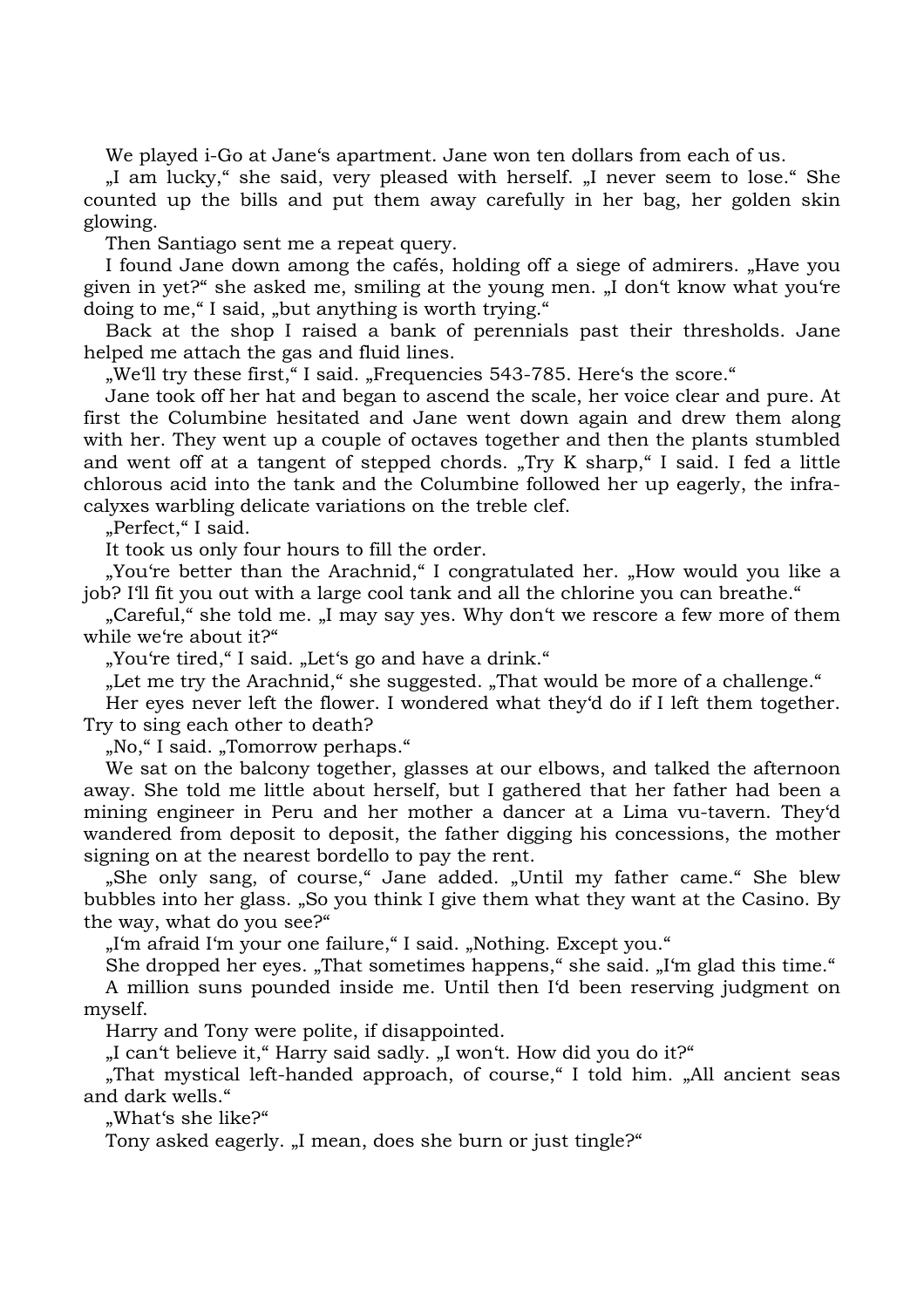We played i-Go at Jane‘s apartment. Jane won ten dollars from each of us.

„I am lucky,“ she said, very pleased with herself. „I never seem to lose.“ She counted up the bills and put them away carefully in her bag, her golden skin glowing.

Then Santiago sent me a repeat query.

I found Jane down among the cafés, holding off a siege of admirers. „Have you given in yet?“ she asked me, smiling at the young men. „I don‘t know what you‘re doing to me,“ I said, „but anything is worth trying.“

Back at the shop I raised a bank of perennials past their thresholds. Jane helped me attach the gas and fluid lines.

„We‘ll try these first,“ I said. „Frequencies 543-785. Here‘s the score.“

Jane took off her hat and began to ascend the scale, her voice clear and pure. At first the Columbine hesitated and Jane went down again and drew them along with her. They went up a couple of octaves together and then the plants stumbled and went off at a tangent of stepped chords. „Try K sharp,“ I said. I fed a little chlorous acid into the tank and the Columbine followed her up eagerly, the infra-calyxes warbling delicate variations on the treble clef.

„Perfect,“ I said.

It took us only four hours to fill the order.

„You‘re better than the Arachnid,“ I congratulated her. „How would you like a job? I‘ll fit you out with a large cool tank and all the chlorine you can breathe.“

„Careful,“ she told me. „I may say yes. Why don‘t we rescore a few more of them while we‘re about it?“

„You‘re tired,“ I said. „Let‘s go and have a drink.“

„Let me try the Arachnid,“ she suggested. „That would be more of a challenge.“

Her eyes never left the flower. I wondered what they‘d do if I left them together. Try to sing each other to death?

„No,“ I said. „Tomorrow perhaps.“

We sat on the balcony together, glasses at our elbows, and talked the afternoon away. She told me little about herself, but I gathered that her father had been a mining engineer in Peru and her mother a dancer at a Lima vu-tavern. They‘d wandered from deposit to deposit, the father digging his concessions, the mother signing on at the nearest bordello to pay the rent.

„She only sang, of course,“ Jane added. „Until my father came.“ She blew bubbles into her glass. „So you think I give them what they want at the Casino. By the way, what do you see?“

„I‘m afraid I‘m your one failure,“ I said. „Nothing. Except you.“

She dropped her eyes. „That sometimes happens,“ she said. „I‘m glad this time.“

A million suns pounded inside me. Until then I‘d been reserving judgment on myself.

Harry and Tony were polite, if disappointed.

„I can‘t believe it,“ Harry said sadly. „I won‘t. How did you do it?“

„That mystical left-handed approach, of course,“ I told him. „All ancient seas and dark wells.“

„What‘s she like?“

Tony asked eagerly. „I mean, does she burn or just tingle?“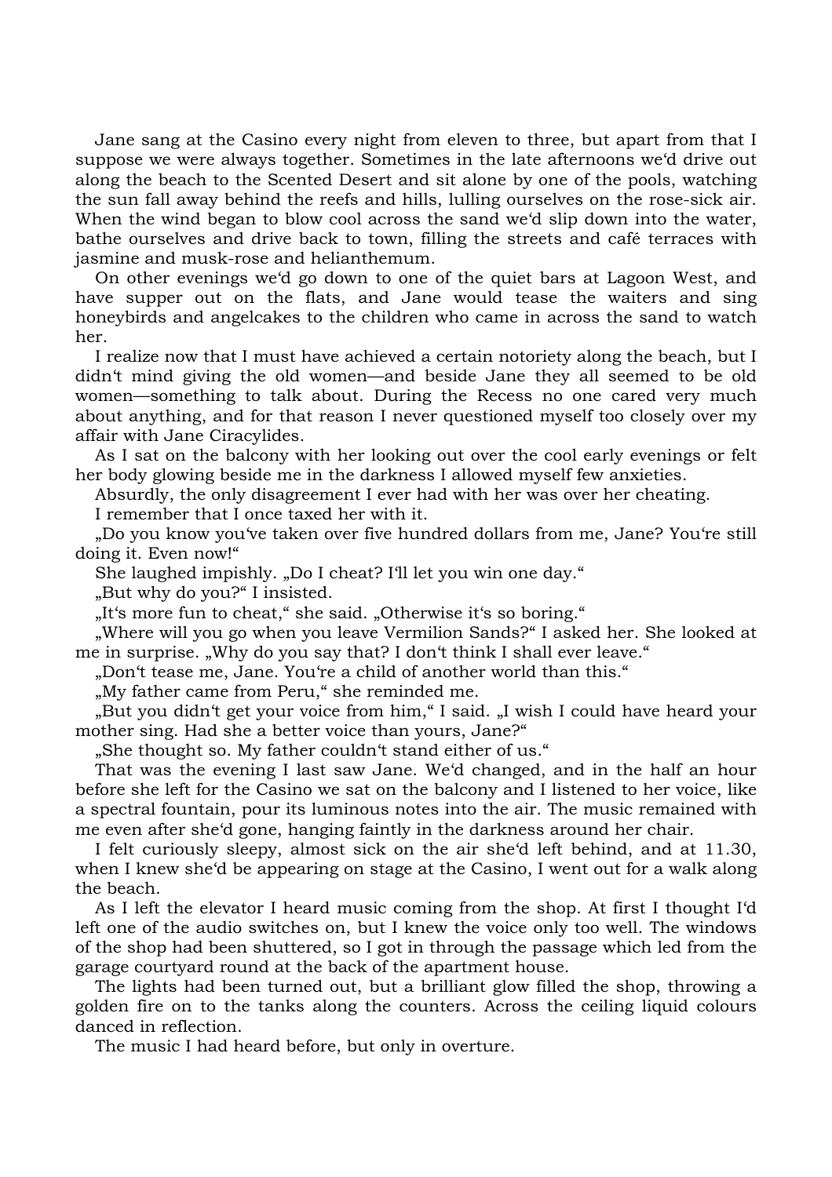Jane sang at the Casino every night from eleven to three, but apart from that I suppose we were always together. Sometimes in the late afternoons we‘d drive out along the beach to the Scented Desert and sit alone by one of the pools, watching the sun fall away behind the reefs and hills, lulling ourselves on the rose-sick air. When the wind began to blow cool across the sand we‘d slip down into the water, bathe ourselves and drive back to town, filling the streets and café terraces with jasmine and musk-rose and helianthemum.

On other evenings we‘d go down to one of the quiet bars at Lagoon West, and have supper out on the flats, and Jane would tease the waiters and sing honeybirds and angelcakes to the children who came in across the sand to watch her.

I realize now that I must have achieved a certain notoriety along the beach, but I didn‘t mind giving the old women—and beside Jane they all seemed to be old women—something to talk about. During the Recess no one cared very much about anything, and for that reason I never questioned myself too closely over my affair with Jane Ciracylides.

As I sat on the balcony with her looking out over the cool early evenings or felt her body glowing beside me in the darkness I allowed myself few anxieties.

Absurdly, the only disagreement I ever had with her was over her cheating.

I remember that I once taxed her with it.

„Do you know you‘ve taken over five hundred dollars from me, Jane? You‘re still doing it. Even now!"

She laughed impishly. „Do I cheat? I‘ll let you win one day."

„But why do you?" I insisted.

„It‘s more fun to cheat," she said. „Otherwise it‘s so boring."

„Where will you go when you leave Vermilion Sands?" I asked her. She looked at me in surprise. „Why do you say that? I don‘t think I shall ever leave."

„Don‘t tease me, Jane. You‘re a child of another world than this."

„My father came from Peru," she reminded me.

„But you didn‘t get your voice from him," I said. „I wish I could have heard your mother sing. Had she a better voice than yours, Jane?"

„She thought so. My father couldn‘t stand either of us."

That was the evening I last saw Jane. We‘d changed, and in the half an hour before she left for the Casino we sat on the balcony and I listened to her voice, like a spectral fountain, pour its luminous notes into the air. The music remained with me even after she‘d gone, hanging faintly in the darkness around her chair.

I felt curiously sleepy, almost sick on the air she‘d left behind, and at 11.30, when I knew she‘d be appearing on stage at the Casino, I went out for a walk along the beach.

As I left the elevator I heard music coming from the shop. At first I thought I‘d left one of the audio switches on, but I knew the voice only too well. The windows of the shop had been shuttered, so I got in through the passage which led from the garage courtyard round at the back of the apartment house.

The lights had been turned out, but a brilliant glow filled the shop, throwing a golden fire on to the tanks along the counters. Across the ceiling liquid colours danced in reflection.

The music I had heard before, but only in overture.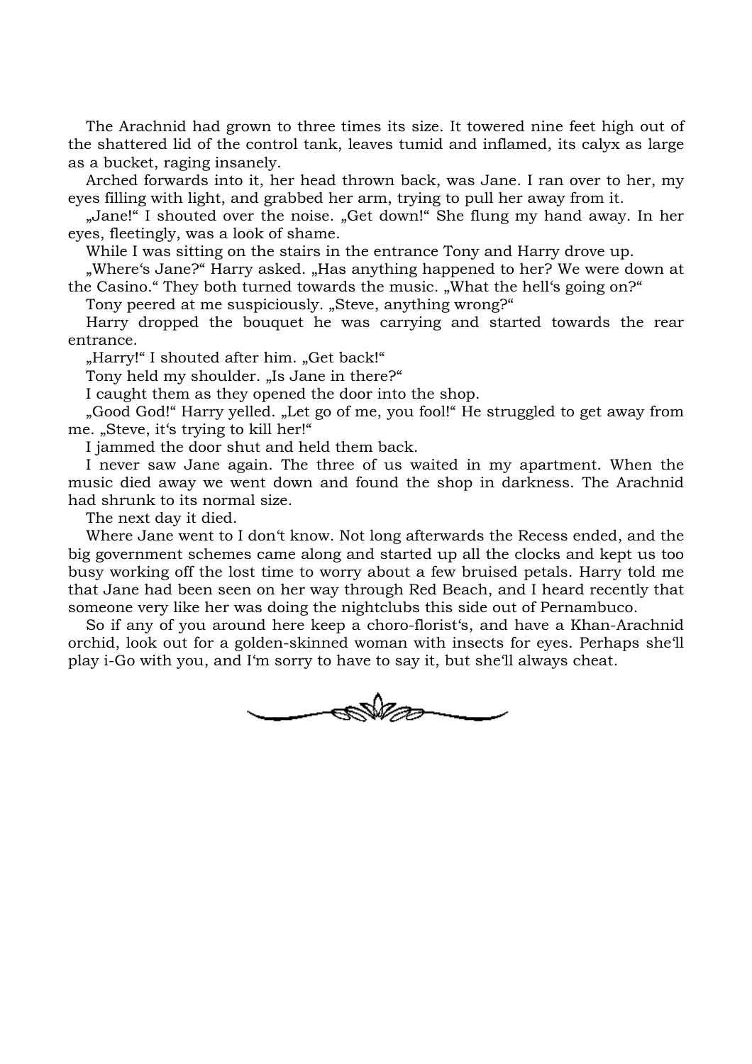The Arachnid had grown to three times its size. It towered nine feet high out of the shattered lid of the control tank, leaves tumid and inflamed, its calyx as large as a bucket, raging insanely.

Arched forwards into it, her head thrown back, was Jane. I ran over to her, my eyes filling with light, and grabbed her arm, trying to pull her away from it.

„Jane!“ I shouted over the noise. „Get down!“ She flung my hand away. In her eyes, fleetingly, was a look of shame.

While I was sitting on the stairs in the entrance Tony and Harry drove up.

„Where‘s Jane?“ Harry asked. „Has anything happened to her? We were down at the Casino.“ They both turned towards the music. „What the hell‘s going on?“

Tony peered at me suspiciously. „Steve, anything wrong?“

Harry dropped the bouquet he was carrying and started towards the rear entrance.

„Harry!“ I shouted after him. „Get back!“

Tony held my shoulder. „Is Jane in there?“

I caught them as they opened the door into the shop.

„Good God!“ Harry yelled. „Let go of me, you fool!“ He struggled to get away from me. „Steve, it‘s trying to kill her!“

I jammed the door shut and held them back.

I never saw Jane again. The three of us waited in my apartment. When the music died away we went down and found the shop in darkness. The Arachnid had shrunk to its normal size.

The next day it died.

Where Jane went to I don‘t know. Not long afterwards the Recess ended, and the big government schemes came along and started up all the clocks and kept us too busy working off the lost time to worry about a few bruised petals. Harry told me that Jane had been seen on her way through Red Beach, and I heard recently that someone very like her was doing the nightclubs this side out of Pernambuco.

So if any of you around here keep a choro-florist‘s, and have a Khan-Arachnid orchid, look out for a golden-skinned woman with insects for eyes. Perhaps she‘ll play i-Go with you, and I‘m sorry to have to say it, but she‘ll always cheat.